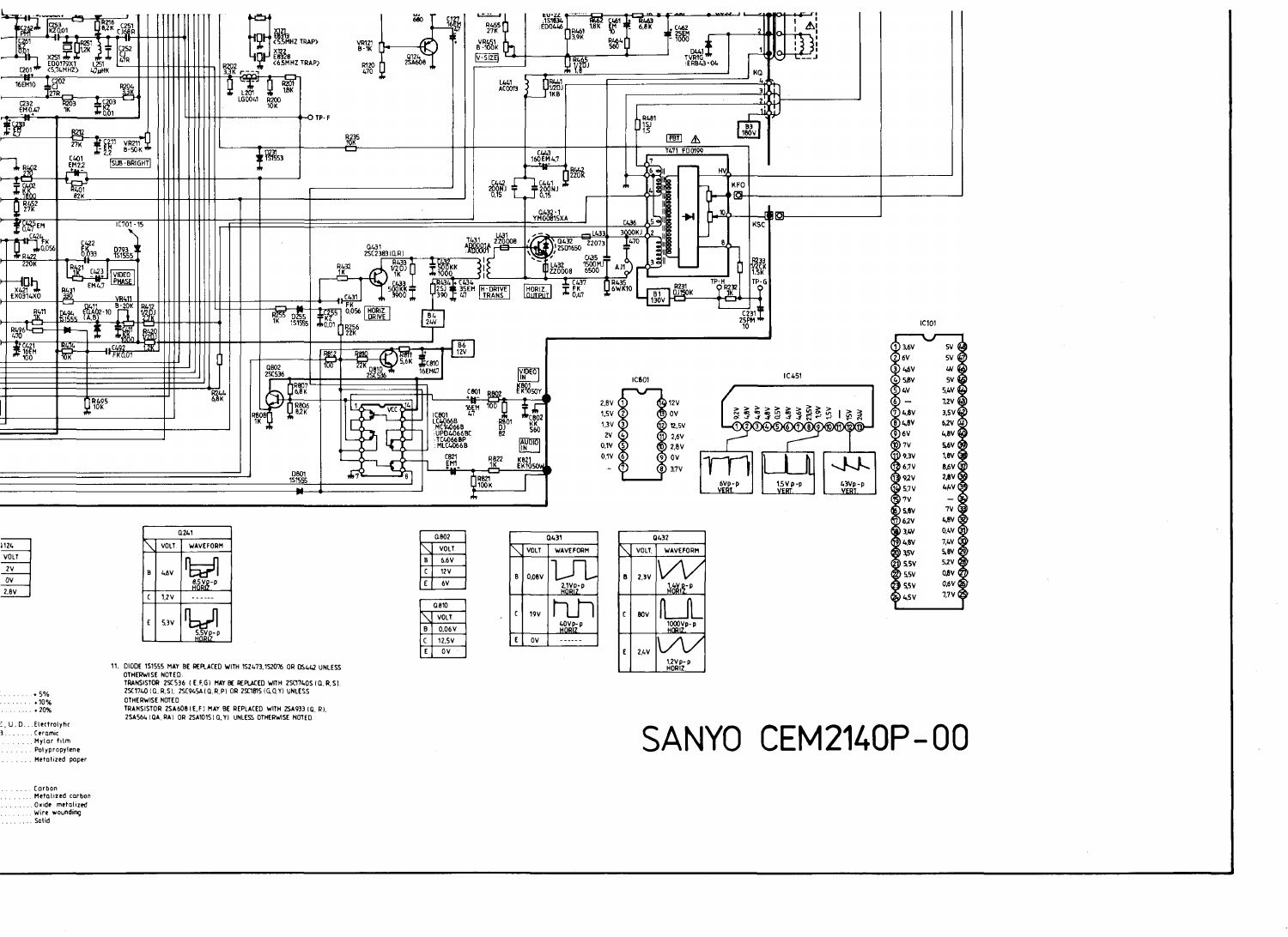| Q241 | | |
|---|---|---|
| | VOLT | WAVEFORM |
| B | 4.6V | 8.5Vp-p HORIZ |
| C | 1.2V | ------ |
| E | 5.3V | 5.5Vp-p HORIZ |

| Q802 | |
|---|---|
| | VOLT |
| B | 6.6V |
| C | 12V |
| E | 6V |

| Q810 | |
|---|---|
| | VOLT |
| B | 0.06V |
| C | 12.5V |
| E | 0V |

| Q431 | | |
|---|---|---|
| | VOLT | WAVEFORM |
| B | 0.08V | 2.1Vp-p HORIZ |
| C | 19V | 40Vp-p HORIZ |
| E | 0V | ------ |

| Q432 | | |
|---|---|---|
| | VOLT | WAVEFORM |
| B | 2.3V | 1.4Vp-p HORIZ |
| C | 80V | 1000Vp-p HORIZ |
| E | 2.4V | 1.2Vp-p HORIZ |

| IC801 | | | |
|---|---|---|---|
| 1 | 2.8V | 14 | 12V |
| 2 | 1.5V | 13 | 0V |
| 3 | 1.3V | 12 | 12.5V |
| 4 | 2V | 11 | 2.6V |
| 5 | 0.1V | 10 | 2.8V |
| 6 | 0.1V | 9 | 0V |
| 7 | — | 8 | 3.7V |

IC451

9.2V 4.8V 4.8V 0.5V 4.6V 23.5V 1.5V — 15V 24V

6Vp-p VERT. 1.5V p-p VERT. 43Vp-p VERT.

| IC101 | | | |
|---|---|---|---|
| 1 | 3.6V | 48 | 5V |
| 2 | 6V | 47 | 5V |
| 3 | 4.6V | 46 | 4V |
| 4 | 5.8V | 45 | 5V |
| 5 | 4V | 44 | 5.4V |
| 6 | — | 43 | 7.2V |
| 7 | 4.8V | 42 | 3.5V |
| 8 | 4.8V | 41 | 6.2V |
| 9 | 6V | 40 | 4.8V |
| 10 | 7V | 39 | 5.6V |
| 11 | 9.3V | 38 | 1.8V |
| 12 | 6.7V | 37 | 8.6V |
| 13 | 9.2V | 36 | 2.8V |
| 14 | 5.7V | 35 | 4.6V |
| 15 | 7V | 34 | — |
| 16 | 5.8V | 33 | 7V |
| 17 | 6.2V | 32 | 4.8V |
| 18 | 3.4V | 31 | 0.4V |
| 19 | 4.8V | 30 | 7.4V |
| 20 | 3.5V | 29 | 5.8V |
| 21 | 5.5V | 28 | 5.2V |
| 22 | 5.5V | 27 | 0.8V |
| 23 | 5.5V | 26 | 0.4V |
| 24 | 4.5V | 25 | 7.7V |

11. DIODE 1S1555 MAY BE REPLACED WITH 1S2473, 1S2076 OR DS442 UNLESS OTHERWISE NOTED.
TRANSISTOR 2SC536 (E,F,G) MAY BE REPLACED WITH 2SC1740S (Q,R,S).
2SC1740 (Q,R,S), 2SC945A (Q,R,P) OR 2SC1815 (G,O,Y) UNLESS OTHERWISE NOTED.
TRANSISTOR 2SA608 (E,F) MAY BE REPLACED WITH 2SA933 (Q,R),
2SA564 (QA,RA) OR 2SA1015 (O,Y) UNLESS OTHERWISE NOTED.

........ ±5%
........ ±10%
........ ±20%

E, U, D... Electrolytic
B........ Ceramic
........ Mylar film
........ Polypropylene
........ Metalized paper

........ Carbon
........ Metalized carbon
........ Oxide metalized
........ Wire wounding
........ Solid

# SANYO CEM2140P-00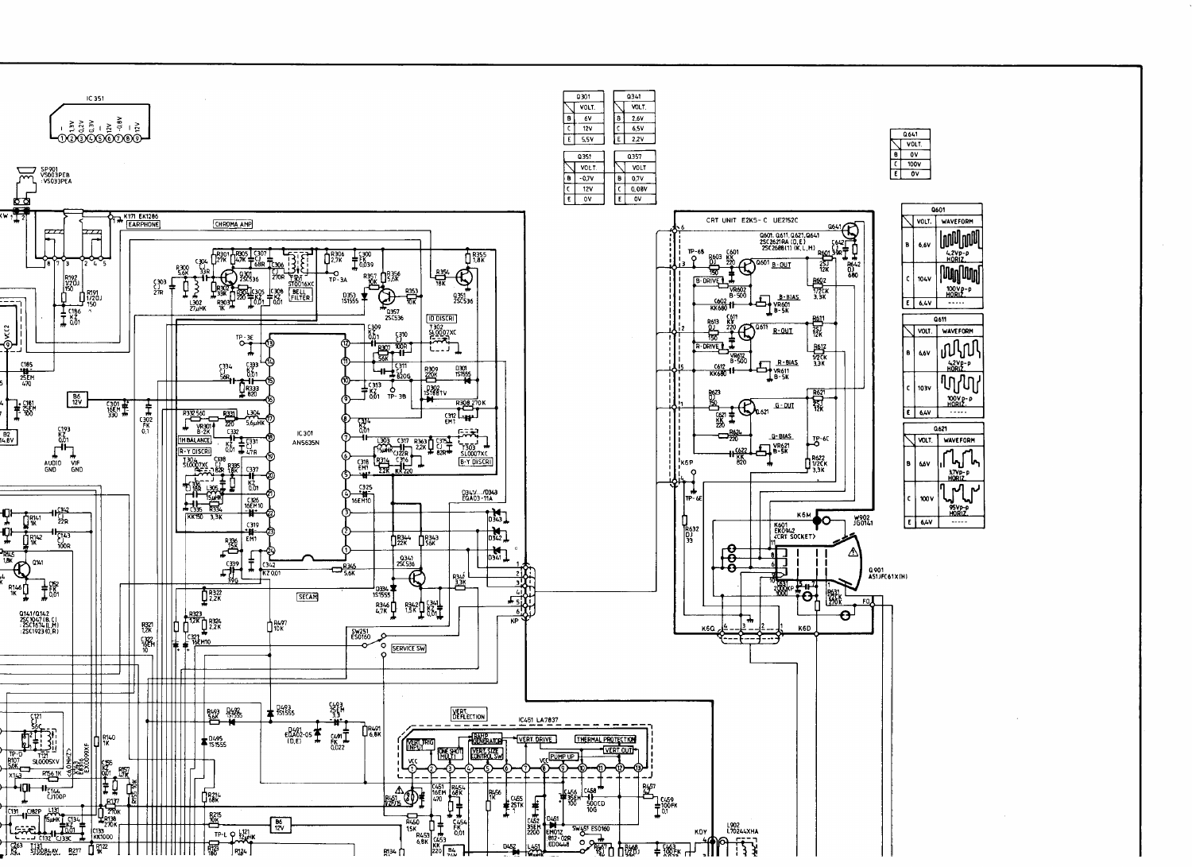IC 351

| Pin | 1 | 2 | 3 | 4 | 5 | 6 | 7 | 8 | 9 |
|---|---|---|---|---|---|---|---|---|---|
| VOLT. | - | 1.3V | 0.2V | 0.3V | - | 12V | -0.8V | - | 12V |

| Q301 | VOLT. |
|---|---|
| B | 6V |
| C | 12V |
| E | 5.5V |

| Q341 | VOLT. |
|---|---|
| B | 2.6V |
| C | 6.5V |
| E | 2.2V |

| Q351 | VOLT. |
|---|---|
| B | -0.7V |
| C | 12V |
| E | 0V |

| Q357 | VOLT. |
|---|---|
| B | 0.7V |
| C | 0.08V |
| E | 0V |

| Q641 | VOLT. |
|---|---|
| B | 0V |
| C | 100V |
| E | 0V |

| Q601 | VOLT. | WAVEFORM |
|---|---|---|
| B | 6.6V | 4.2Vp-p HORIZ. |
| C | 104V | 100Vp-p HORIZ. |
| E | 6.4V | ----- |

| Q611 | VOLT. | WAVEFORM |
|---|---|---|
| B | 6.6V | 4.2Vp-p HORIZ. |
| C | 103V | 100Vp-p HORIZ. |
| E | 6.4V | ----- |

| Q621 | VOLT. | WAVEFORM |
|---|---|---|
| B | 6.6V | 3.7Vp-p HORIZ. |
| C | 100V | 95Vp-p HORIZ. |
| E | 6.4V | ----- |

CRT UNIT E2K5-C UE2152C

Q601, Q611, Q621, Q641
2SC2621RA (D, E)
2SC2688(1) (K, L, M)

SP901 VS003PEB :VS033PEA
K171 EK1286
EARPHONE
CHROMA AMP
BELL FILTER
ID DISCRI
1H BALANCE
R-Y DISCRI
B-Y DISCRI
IC301 AN5635N
SECAM
SERVICE SW
SW251 ESO160
B-DRIVE
R-DRIVE
B-BIAS
R-BIAS
G-BIAS
B-OUT
R-OUT
G-OUT
K601 EK0942 (CRT SOCKET)
Q901 A51JFC61X(H)
W902 JG0141
VERT DEFLECTION
IC451 LA7837
VERT TRIG INPUT
ONE SHOT MULTI
RAMP GENERATOR
VERT SIZE CONTROL SW
VERT DRIVE
THERMAL PROTECTION
VERT OUT
PUMP UP
SW451 ESO160
AUDIO GND
VIF GND
Q141/Q142 2SC1047(B, C) :2SC1674(L, M) :2SC1923(Q, R)
D341.../D348 EGA03-11A
L902 L7024UXHA
KDY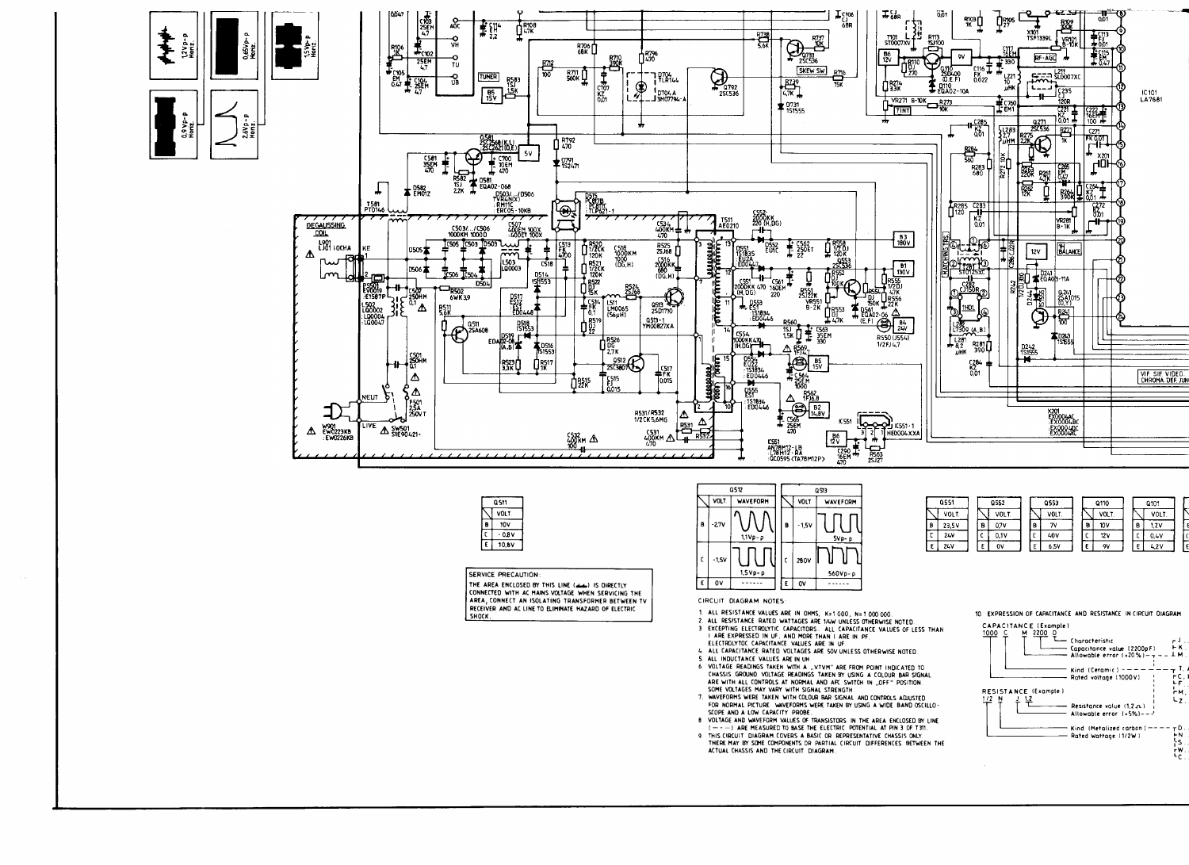SERVICE PRECAUTION:

THE AREA ENCLOSED BY THIS LINE (////) IS DIRECTLY CONNECTED WITH AC MAINS VOLTAGE WHEN SERVICING THE AREA, CONNECT AN ISOLATING TRANSFORMER BETWEEN TV RECEIVER AND AC LINE TO ELIMINATE HAZARD OF ELECTRIC SHOCK.

| Q511 | VOLT |
|---|---|
| B | 10V |
| C | -0.8V |
| E | 10.8V |

| Q512 | VOLT | WAVEFORM |
|---|---|---|
| B | -2.7V | 1.1Vp-p |
| C | -1.5V | 1.5Vp-p |
| E | 0V | ------ |

| Q513 | VOLT | WAVEFORM |
|---|---|---|
| B | -1.5V | 5Vp-p |
| C | 280V | 560Vp-p |
| E | 0V | ------ |

| Q551 | VOLT |
|---|---|
| B | 23.5V |
| C | 24V |
| E | 24V |

| Q552 | VOLT |
|---|---|
| B | 0.7V |
| C | 0.1V |
| E | 0V |

| Q553 | VOLT |
|---|---|
| B | 7V |
| C | 40V |
| E | 6.5V |

| Q110 | VOLT |
|---|---|
| B | 10V |
| C | 12V |
| E | 9V |

| Q101 | VOLT |
|---|---|
| B | 1.2V |
| C | 0.4V |
| E | 4.2V |

CIRCUIT DIAGRAM NOTES

1. ALL RESISTANCE VALUES ARE IN OHMS. K=1 000, M=1 000 000.
2. ALL RESISTANCE RATED WATTAGES ARE 1/4W UNLESS OTHERWISE NOTED.
3. EXCEPTING ELECTROLYTIC CAPACITORS, ALL CAPACITANCE VALUES OF LESS THAN 1 ARE EXPRESSED IN UF, AND MORE THAN 1 ARE IN PF. ELECTROLYTIC CAPACITANCE VALUES ARE IN UF.
4. ALL CAPACITANCE RATED VOLTAGES ARE 50V UNLESS OTHERWISE NOTED.
5. ALL INDUCTANCE VALUES ARE IN UH.
6. VOLTAGE READINGS TAKEN WITH A „VTVM" ARE FROM POINT INDICATED TO CHASSIS GROUND. VOLTAGE READINGS TAKEN BY USING A COLOUR BAR SIGNAL ARE WITH ALL CONTROLS AT NORMAL AND AFC SWITCH IN „OFF" POSITION. SOME VOLTAGES MAY VARY WITH SIGNAL STRENGTH.
7. WAVEFORMS WERE TAKEN WITH COLOUR BAR SIGNAL AND CONTROLS ADJUSTED FOR NORMAL PICTURE. WAVEFORMS WERE TAKEN BY USING A WIDE BAND OSCILLOSCOPE AND A LOW CAPACITY PROBE.
8. VOLTAGE AND WAVEFORM VALUES OF TRANSISTORS IN THE AREA ENCLOSED BY LINE (- - -) ARE MEASURED TO BASE THE ELECTRIC POTENTIAL AT PIN 3 OF T311.
9. THIS CIRCUIT DIAGRAM COVERS A BASIC OR REPRESENTATIVE CHASSIS ONLY. THERE MAY BY SOME COMPONENTS OR PARTIAL CIRCUIT DIFFERENCES BETWEEN THE ACTUAL CHASSIS AND THE CIRCUIT DIAGRAM.
10. EXPRESSION OF CAPACITANCE AND RESISTANCE IN CIRCUIT DIAGRAM

CAPACITANCE (Example)
1000 C M 2200 D
- Characteristic
- Capacitance value (2200pF)
- Allowable error (+20%)
- Kind (Ceramic)
- Rated voltage (1000V)

RESISTANCE (Example)
1/2 N J 1.2
- Resistance value (1.2Ω)
- Allowable error (+5%)
- Kind (Metalized carbon)
- Rated wattage (1/2W)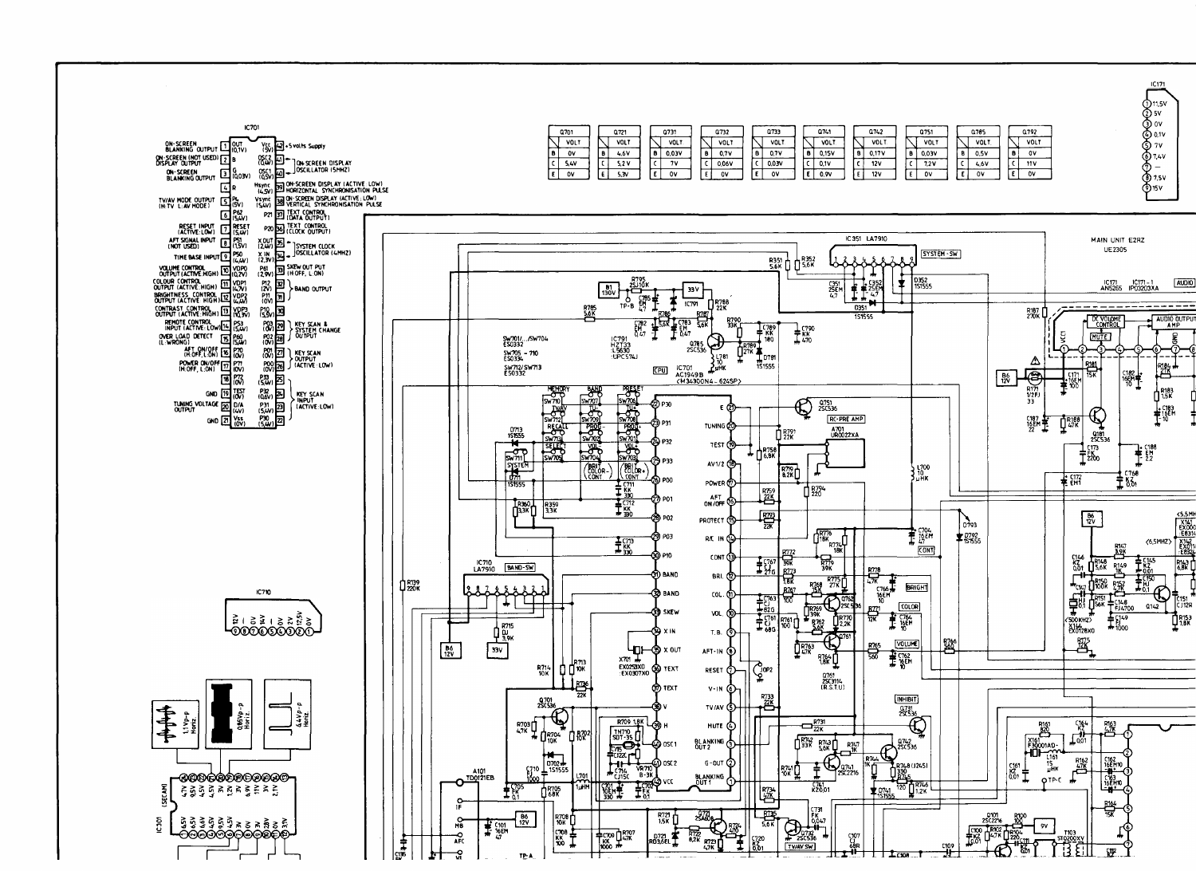MAIN UNIT E2RZ
UE2305

## IC701

| Pin | Name (Voltage) | Function |
|---|---|---|
| 1 | OUT (0.1V) | ON-SCREEN BLANKING OUTPUT |
| 2 | B | ON-SCREEN (NOT USED) DISPLAY OUTPUT |
| 3 | G (0.03V) | ON-SCREEN BLANKING OUTPUT |
| 4 | R | |
| 5 | P4 (5V) | TV/AV MODE OUTPUT (H:TV L:AV MODE) |
| 6 | P62 (5.4V) | |
| 7 | RESET (5.4V) | RESET INPUT (ACTIVE:LOW) |
| 8 | P51 (1.5V) | AFT SIGNAL INPUT (NOT USED) |
| 9 | P50 (4.4V) | TIME BASE INPUT |
| 10 | VDP0 (0.2V) | VOLUME CONTROL OUTPUT (ACTIVE:HIGH) |
| 11 | VDP1 (4.7V) | COLOUR CONTROL OUTPUT (ACTIVE:HIGH) |
| 12 | VDP2 (4.4V) | BRIGHTNESS CONTROL OUTPUT (ACTIVE:HIGH) |
| 13 | VDP3 (0.3V) | CONTRAST CONTROL OUTPUT (ACTIVE:HIGH) |
| 14 | P53 (5.4V) | REMOTE CONTROL INPUT (ACTIVE:LOW) |
| 15 | P60 (5.4V) | OVER LOAD DETECT (L:WRONG) |
| 16 | P70 (0V) | AFT ON/OFF (H:OFF, L:ON) |
| 17 | P71 (0V) | POWER ON/OFF (H:OFF, L:ON) |
| 18 | P72 (0V) | |
| 19 | TEST (0V) | GND |
| 20 | D/A (4V) | TUNING VOLTAGE OUTPUT |
| 21 | Vss (0V) | GND |
| 22 | P30 (5.4V) | KEY SCAN INPUT (ACTIVE:LOW) |
| 23 | P31 (5.4V) | KEY SCAN INPUT (ACTIVE:LOW) |
| 24 | P32 (0.6V) | KEY SCAN INPUT (ACTIVE:LOW) |
| 25 | P33 (5.4V) | KEY SCAN INPUT (ACTIVE:LOW) |
| 26 | P00 (0V) | KEY SCAN OUTPUT (ACTIVE:LOW) |
| 27 | P01 (0V) | KEY SCAN OUTPUT (ACTIVE:LOW) |
| 28 | P02 (0V) | KEY SCAN & SYSTEM CHANGE OUTPUT |
| 29 | P03 (0V) | KEY SCAN & SYSTEM CHANGE OUTPUT |
| 30 | P10 (5.5V) | KEY SCAN & SYSTEM CHANGE OUTPUT |
| 31 | P11 (0V) | BAND OUTPUT |
| 32 | P12 (2V) | BAND OUTPUT |
| 33 | P13 (2.9V) | SKEW OUT PUT (H:OFF, L:ON) |
| 34 | X IN (2.3V) | SYSTEM CLOCK OSCILLATOR (4MHZ) |
| 35 | X OUT (2.4V) | SYSTEM CLOCK OSCILLATOR (4MHZ) |
| 36 | P20 | TEXT CONTROL (CLOCK OUTPUT) |
| 37 | P21 | TEXT CONTROL (DATA OUTPUT) |
| 38 | Vsync (5.4V) | ON-SCREEN DISPLAY (ACTIVE:LOW) VERTICAL SYNCHRONISATION PULSE |
| 39 | Hsync (4.5V) | ON-SCREEN DISPLAY (ACTIVE:LOW) HORIZONTAL SYNCHRONISATION PULSE |
| 40 | OSC1 (0.5V) | ON-SCREEN DISPLAY OSCILLATOR (5MHZ) |
| 41 | OSC2 (0.4V) | ON-SCREEN DISPLAY OSCILLATOR (5MHZ) |
| 42 | Vcc (5V) | +5 volts Supply |

## Transistor voltages

| | Q701 | Q721 | Q731 | Q732 | Q733 | Q741 | Q742 | Q751 | Q785 | Q792 |
|---|---|---|---|---|---|---|---|---|---|---|
| B | 0V | 4.6V | 0.03V | 0.7V | 0.7V | 0.15V | 0.17V | 0.03V | 0.5V | 0V |
| C | 5.4V | 5.2V | 7V | 0.06V | 0.03V | 0.1V | 12V | 7.2V | 4.6V | 11V |
| E | 0V | 5.3V | 0V | 0V | 0V | 0.9V | 12V | 0V | 0V | 0V |

## IC171

| Pin | Voltage |
|---|---|
| 1 | 11.5V |
| 2 | 5V |
| 3 | 0V |
| 4 | 0.1V |
| 5 | 7V |
| 6 | 7.4V |
| 7 | |
| 8 | 7.5V |
| 9 | 15V |

IC171 AN5265 IC171-1 IP0203XA AUDIO

DC VOLUME CONTROL
MUTE
AUDIO OUTPUT AMP

## IC710

12V 0V 14V 1V 0V 12.5V 0V

IC710 LA7910 BAND-SW

IC351 LA7910 SYSTEM-SW

IC701 AC1949B (M34300N4-624SP)

IC791 HZ133 :L5630 :UPC574J

SW701/../SW704 ES0332
SW705 - 710 ES0334
SW712/SW713 ES0332

MEMORY, BAND, PRESET, TV/AV, RECALL, SELECT, SYSTEM, PROG-, PROG+, VOL-, VOL+, BRI COLOR- CONT, BRI COLOR+ CONT

RC-PRE AMP A701 UR0022XA

BRIGHT, COLOR, VOLUME, CONT, INHIBIT, TV/AV SW

1.1Vp-p Horiz.
0.65Vp-p Horiz.
4.4Vp-p Horiz.

IC301 (SECAM)

A101 TD0121EB

T103 ST0200XY